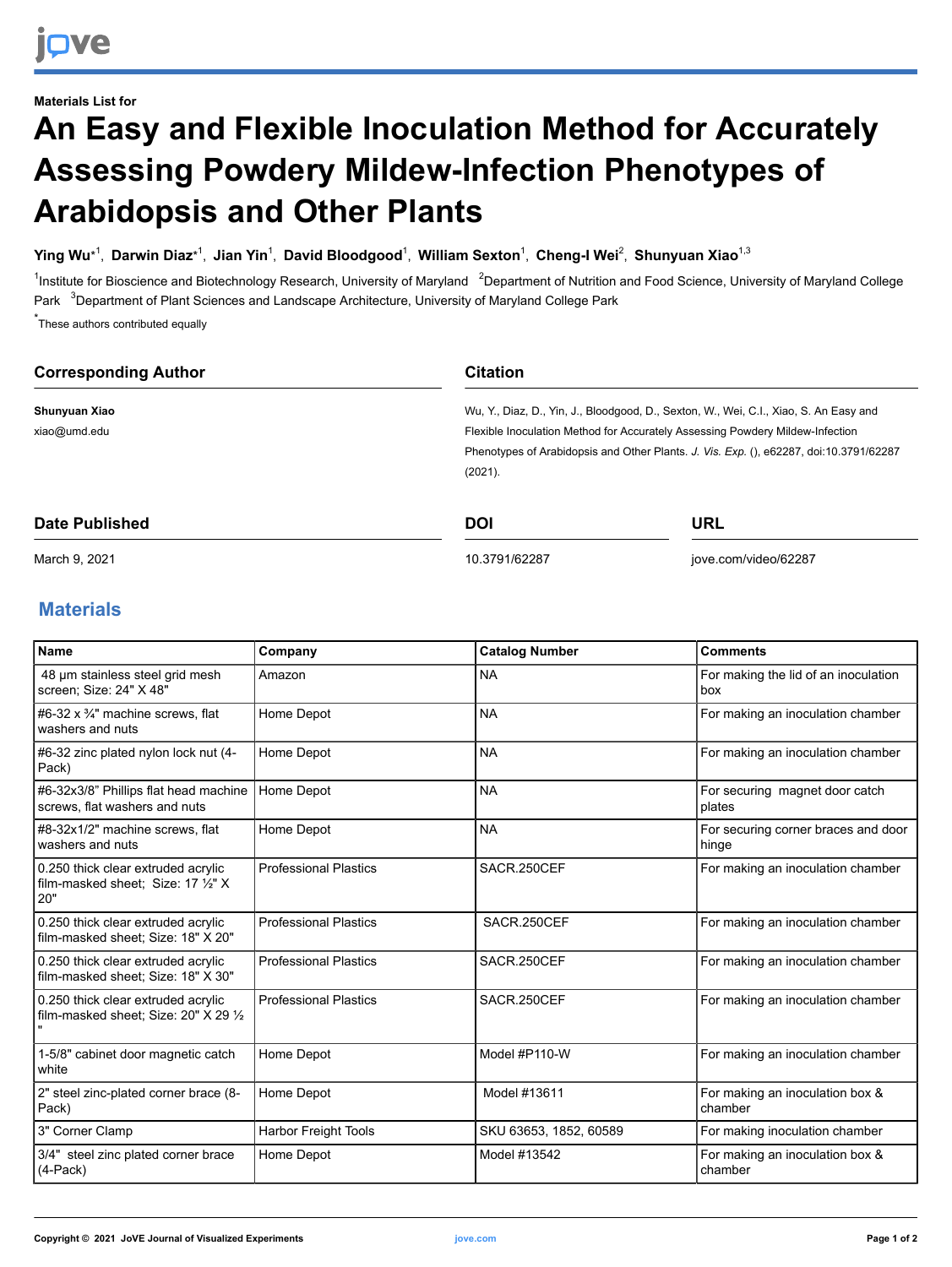Materials List for

# An Easy and Flexible Inoculation Method for Accurately Assessing Powdery Mildew-Infection Phenotypes of Arabidopsis and Other Plants

**Ying Wu**[*1], **Darwin Diaz**[*1], **Jian Yin**[1], **David Bloodgood**[1], **William Sexton**[1], **Cheng-I Wei**[2], **Shunyuan Xiao**[1,3]

[1]Institute for Bioscience and Biotechnology Research, University of Maryland [2]Department of Nutrition and Food Science, University of Maryland College Park [3]Department of Plant Sciences and Landscape Architecture, University of Maryland College Park

[*]These authors contributed equally

## Corresponding Author

**Shunyuan Xiao**

xiao@umd.edu

## Citation

Wu, Y., Diaz, D., Yin, J., Bloodgood, D., Sexton, W., Wei, C.I., Xiao, S. An Easy and Flexible Inoculation Method for Accurately Assessing Powdery Mildew-Infection Phenotypes of Arabidopsis and Other Plants. *J. Vis. Exp.* (), e62287, doi:10.3791/62287 (2021).

## Date Published

March 9, 2021

## DOI

10.3791/62287

## URL

jove.com/video/62287

## Materials

| Name | Company | Catalog Number | Comments |
|---|---|---|---|
| 48 µm stainless steel grid mesh screen; Size: 24" X 48" | Amazon | NA | For making the lid of an inoculation box |
| #6-32 x ¾" machine screws, flat washers and nuts | Home Depot | NA | For making an inoculation chamber |
| #6-32 zinc plated nylon lock nut (4-Pack) | Home Depot | NA | For making an inoculation chamber |
| #6-32x3/8" Phillips flat head machine screws, flat washers and nuts | Home Depot | NA | For securing magnet door catch plates |
| #8-32x1/2" machine screws, flat washers and nuts | Home Depot | NA | For securing corner braces and door hinge |
| 0.250 thick clear extruded acrylic film-masked sheet; Size: 17 ½" X 20" | Professional Plastics | SACR.250CEF | For making an inoculation chamber |
| 0.250 thick clear extruded acrylic film-masked sheet; Size: 18" X 20" | Professional Plastics | SACR.250CEF | For making an inoculation chamber |
| 0.250 thick clear extruded acrylic film-masked sheet; Size: 18" X 30" | Professional Plastics | SACR.250CEF | For making an inoculation chamber |
| 0.250 thick clear extruded acrylic film-masked sheet; Size: 20" X 29 ½ " | Professional Plastics | SACR.250CEF | For making an inoculation chamber |
| 1-5/8" cabinet door magnetic catch white | Home Depot | Model #P110-W | For making an inoculation chamber |
| 2" steel zinc-plated corner brace (8-Pack) | Home Depot | Model #13611 | For making an inoculation box & chamber |
| 3" Corner Clamp | Harbor Freight Tools | SKU 63653, 1852, 60589 | For making inoculation chamber |
| 3/4" steel zinc plated corner brace (4-Pack) | Home Depot | Model #13542 | For making an inoculation box & chamber |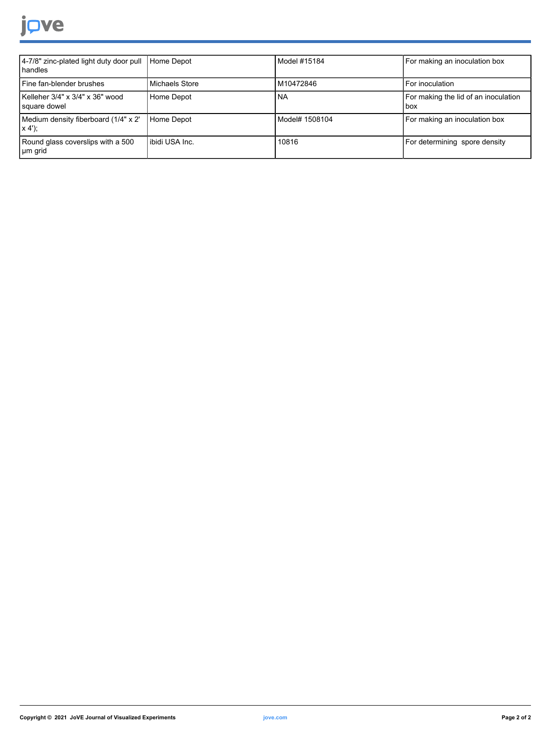| | | | |
|---|---|---|---|
| 4-7/8" zinc-plated light duty door pull handles | Home Depot | Model #15184 | For making an inoculation box |
| Fine fan-blender brushes | Michaels Store | M10472846 | For inoculation |
| Kelleher 3/4" x 3/4" x 36" wood square dowel | Home Depot | NA | For making the lid of an inoculation box |
| Medium density fiberboard (1/4" x 2' x 4'); | Home Depot | Model# 1508104 | For making an inoculation box |
| Round glass coverslips with a 500 µm grid | ibidi USA Inc. | 10816 | For determining spore density |